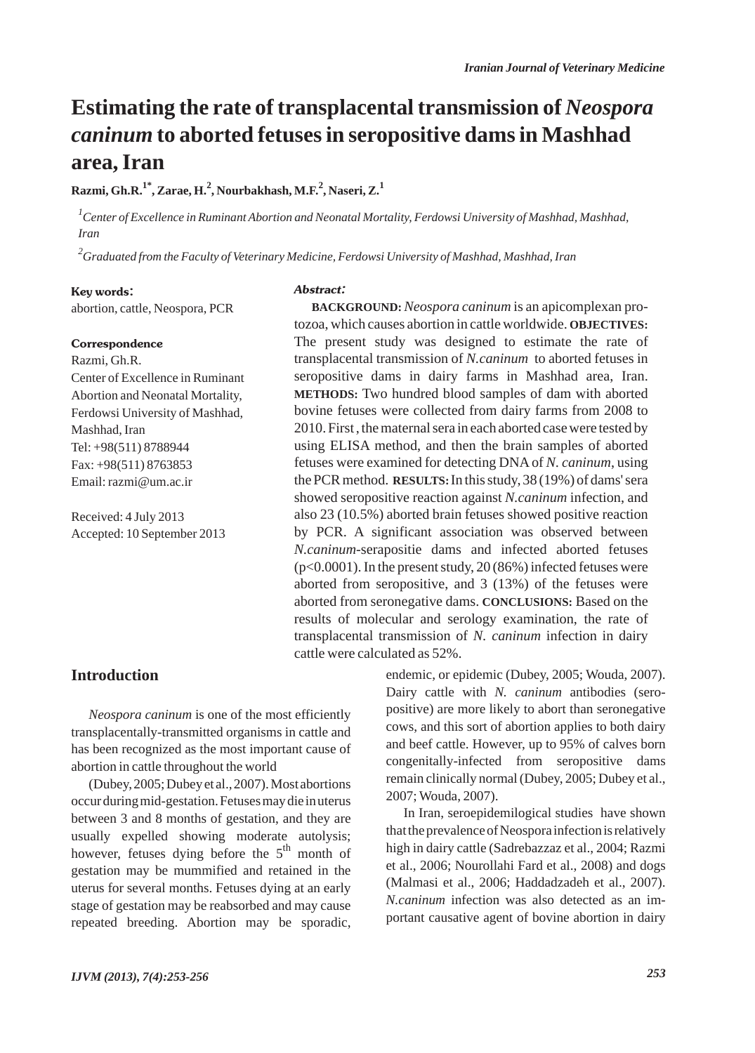# Estimating the rate of transplacental transmission of *Neospora caninum* to aborted fetuses in seropositive dams in Mashhad area, Iran

**Razmi, Gh.R.[1*], Zarae, H.[2], Nourbakhash, M.F.[2], Naseri, Z.[1]**

*[1]Center of Excellence in Ruminant Abortion and Neonatal Mortality, Ferdowsi University of Mashhad, Mashhad, Iran*

*[2]Graduated from the Faculty of Veterinary Medicine, Ferdowsi University of Mashhad, Mashhad, Iran*

**Key words:**
abortion, cattle, Neospora, PCR

**Correspondence**
Razmi, Gh.R.
Center of Excellence in Ruminant Abortion and Neonatal Mortality, Ferdowsi University of Mashhad, Mashhad, Iran
Tel: +98(511) 8788944
Fax: +98(511) 8763853
Email: razmi@um.ac.ir

Received: 4 July 2013
Accepted: 10 September 2013

***Abstract:***

**BACKGROUND:** *Neospora caninum* is an apicomplexan protozoa, which causes abortion in cattle worldwide. **OBJECTIVES:** The present study was designed to estimate the rate of transplacental transmission of *N.caninum* to aborted fetuses in seropositive dams in dairy farms in Mashhad area, Iran. **METHODS:** Two hundred blood samples of dam with aborted bovine fetuses were collected from dairy farms from 2008 to 2010. First , the maternal sera in each aborted case were tested by using ELISA method, and then the brain samples of aborted fetuses were examined for detecting DNA of *N. caninum*, using the PCR method. **RESULTS:** In this study, 38 (19%) of dams' sera showed seropositive reaction against *N.caninum* infection, and also 23 (10.5%) aborted brain fetuses showed positive reaction by PCR. A significant association was observed between *N.caninum*-serapositie dams and infected aborted fetuses ($p<0.0001$). In the present study, 20 (86%) infected fetuses were aborted from seropositive, and 3 (13%) of the fetuses were aborted from seronegative dams. **CONCLUSIONS:** Based on the results of molecular and serology examination, the rate of transplacental transmission of *N. caninum* infection in dairy cattle were calculated as 52%.

## Introduction

*Neospora caninum* is one of the most efficiently transplacentally-transmitted organisms in cattle and has been recognized as the most important cause of abortion in cattle throughout the world

(Dubey, 2005; Dubey et al., 2007). Most abortions occur during mid-gestation. Fetuses may die in uterus between 3 and 8 months of gestation, and they are usually expelled showing moderate autolysis; however, fetuses dying before the 5th month of gestation may be mummified and retained in the uterus for several months. Fetuses dying at an early stage of gestation may be reabsorbed and may cause repeated breeding. Abortion may be sporadic, endemic, or epidemic (Dubey, 2005; Wouda, 2007). Dairy cattle with *N. caninum* antibodies (seropositive) are more likely to abort than seronegative cows, and this sort of abortion applies to both dairy and beef cattle. However, up to 95% of calves born congenitally-infected from seropositive dams remain clinically normal (Dubey, 2005; Dubey et al., 2007; Wouda, 2007).

In Iran, seroepidemilogical studies have shown that the prevalence of Neospora infection is relatively high in dairy cattle (Sadrebazzaz et al., 2004; Razmi et al., 2006; Nourollahi Fard et al., 2008) and dogs (Malmasi et al., 2006; Haddadzadeh et al., 2007). *N.caninum* infection was also detected as an important causative agent of bovine abortion in dairy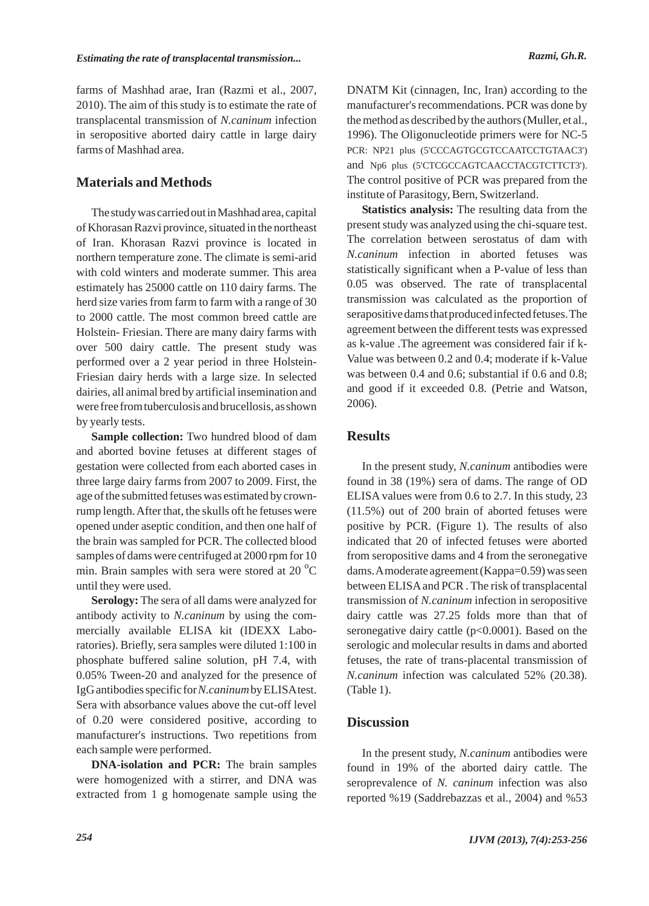farms of Mashhad arae, Iran (Razmi et al., 2007, 2010). The aim of this study is to estimate the rate of transplacental transmission of *N.caninum* infection in seropositive aborted dairy cattle in large dairy farms of Mashhad area.

## Materials and Methods

The study was carried out in Mashhad area, capital of Khorasan Razvi province, situated in the northeast of Iran. Khorasan Razvi province is located in northern temperature zone. The climate is semi-arid with cold winters and moderate summer. This area estimately has 25000 cattle on 110 dairy farms. The herd size varies from farm to farm with a range of 30 to 2000 cattle. The most common breed cattle are Holstein- Friesian. There are many dairy farms with over 500 dairy cattle. The present study was performed over a 2 year period in three Holstein-Friesian dairy herds with a large size. In selected dairies, all animal bred by artificial insemination and were free from tuberculosis and brucellosis, as shown by yearly tests.

**Sample collection:** Two hundred blood of dam and aborted bovine fetuses at different stages of gestation were collected from each aborted cases in three large dairy farms from 2007 to 2009. First, the age of the submitted fetuses was estimated by crown-rump length. After that, the skulls oft he fetuses were opened under aseptic condition, and then one half of the brain was sampled for PCR. The collected blood samples of dams were centrifuged at 2000 rpm for 10 min. Brain samples with sera were stored at 20 $^{o}$C until they were used.

**Serology:** The sera of all dams were analyzed for antibody activity to *N.caninum* by using the commercially available ELISA kit (IDEXX Laboratories). Briefly, sera samples were diluted 1:100 in phosphate buffered saline solution, pH 7.4, with 0.05% Tween-20 and analyzed for the presence of IgG antibodies specific for *N.caninum* by ELISA test. Sera with absorbance values above the cut-off level of 0.20 were considered positive, according to manufacturer's instructions. Two repetitions from each sample were performed.

**DNA-isolation and PCR:** The brain samples were homogenized with a stirrer, and DNA was extracted from 1 g homogenate sample using the DNATM Kit (cinnagen, Inc, Iran) according to the manufacturer's recommendations. PCR was done by the method as described by the authors (Muller, et al., 1996). The Oligonucleotide primers were for NC-5 PCR: NP21 plus (5'CCCAGTGCGTCCAATCCTGTAAC3') and Np6 plus (5'CTCGCCAGTCAACCTACGTCTTCT3'). The control positive of PCR was prepared from the institute of Parasitogy, Bern, Switzerland.

**Statistics analysis:** The resulting data from the present study was analyzed using the chi-square test. The correlation between serostatus of dam with *N.caninum* infection in aborted fetuses was statistically significant when a P-value of less than 0.05 was observed. The rate of transplacental transmission was calculated as the proportion of serapositive dams that produced infected fetuses. The agreement between the different tests was expressed as k-value .The agreement was considered fair if k-Value was between 0.2 and 0.4; moderate if k-Value was between 0.4 and 0.6; substantial if 0.6 and 0.8; and good if it exceeded 0.8. (Petrie and Watson, 2006).

## Results

In the present study, *N.caninum* antibodies were found in 38 (19%) sera of dams. The range of OD ELISA values were from 0.6 to 2.7. In this study, 23 (11.5%) out of 200 brain of aborted fetuses were positive by PCR. (Figure 1). The results of also indicated that 20 of infected fetuses were aborted from seropositive dams and 4 from the seronegative dams. A moderate agreement (Kappa=0.59) was seen between ELISA and PCR . The risk of transplacental transmission of *N.caninum* infection in seropositive dairy cattle was 27.25 folds more than that of seronegative dairy cattle ($p<0.0001$). Based on the serologic and molecular results in dams and aborted fetuses, the rate of trans-placental transmission of *N.caninum* infection was calculated 52% (20.38). (Table 1).

## Discussion

In the present study, *N.caninum* antibodies were found in 19% of the aborted dairy cattle. The seroprevalence of *N. caninum* infection was also reported %19 (Saddrebazzas et al., 2004) and %53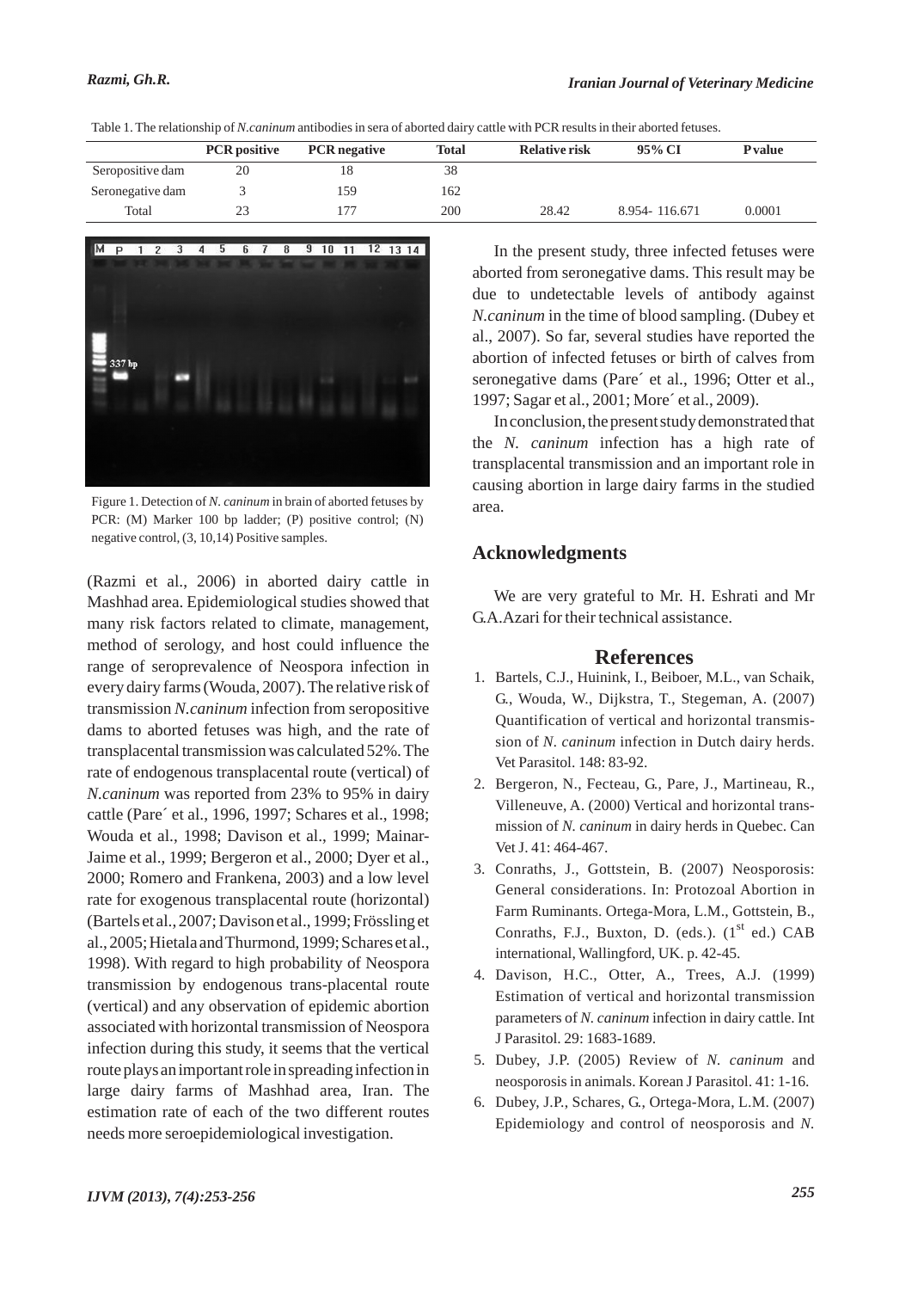Table 1. The relationship of *N.caninum* antibodies in sera of aborted dairy cattle with PCR results in their aborted fetuses.

| | PCR positive | PCR negative | Total | Relative risk | 95% CI | P value |
|---|---|---|---|---|---|---|
| Seropositive dam | 20 | 18 | 38 | | | |
| Seronegative dam | 3 | 159 | 162 | | | |
| Total | 23 | 177 | 200 | 28.42 | 8.954- 116.671 | 0.0001 |

Figure 1. Detection of *N. caninum* in brain of aborted fetuses by PCR: (M) Marker 100 bp ladder; (P) positive control; (N) negative control, (3, 10,14) Positive samples.

(Razmi et al., 2006) in aborted dairy cattle in Mashhad area. Epidemiological studies showed that many risk factors related to climate, management, method of serology, and host could influence the range of seroprevalence of Neospora infection in every dairy farms (Wouda, 2007). The relative risk of transmission *N.caninum* infection from seropositive dams to aborted fetuses was high, and the rate of transplacental transmission was calculated 52%. The rate of endogenous transplacental route (vertical) of *N.caninum* was reported from 23% to 95% in dairy cattle (Pare´ et al., 1996, 1997; Schares et al., 1998; Wouda et al., 1998; Davison et al., 1999; Mainar-Jaime et al., 1999; Bergeron et al., 2000; Dyer et al., 2000; Romero and Frankena, 2003) and a low level rate for exogenous transplacental route (horizontal) (Bartels et al., 2007; Davison et al., 1999; Frössling et al., 2005; Hietala and Thurmond, 1999; Schares et al., 1998). With regard to high probability of Neospora transmission by endogenous trans-placental route (vertical) and any observation of epidemic abortion associated with horizontal transmission of Neospora infection during this study, it seems that the vertical route plays an important role in spreading infection in large dairy farms of Mashhad area, Iran. The estimation rate of each of the two different routes needs more seroepidemiological investigation.

In the present study, three infected fetuses were aborted from seronegative dams. This result may be due to undetectable levels of antibody against *N.caninum* in the time of blood sampling. (Dubey et al., 2007). So far, several studies have reported the abortion of infected fetuses or birth of calves from seronegative dams (Pare´ et al., 1996; Otter et al., 1997; Sagar et al., 2001; More´ et al., 2009).

In conclusion, the present study demonstrated that the *N. caninum* infection has a high rate of transplacental transmission and an important role in causing abortion in large dairy farms in the studied area.

## Acknowledgments

We are very grateful to Mr. H. Eshrati and Mr G.A.Azari for their technical assistance.

## References

1. Bartels, C.J., Huinink, I., Beiboer, M.L., van Schaik, G., Wouda, W., Dijkstra, T., Stegeman, A. (2007) Quantification of vertical and horizontal transmission of *N. caninum* infection in Dutch dairy herds. Vet Parasitol. 148: 83-92.
2. Bergeron, N., Fecteau, G., Pare, J., Martineau, R., Villeneuve, A. (2000) Vertical and horizontal transmission of *N. caninum* in dairy herds in Quebec. Can Vet J. 41: 464-467.
3. Conraths, J., Gottstein, B. (2007) Neosporosis: General considerations. In: Protozoal Abortion in Farm Ruminants. Ortega-Mora, L.M., Gottstein, B., Conraths, F.J., Buxton, D. (eds.). (1st ed.) CAB international, Wallingford, UK. p. 42-45.
4. Davison, H.C., Otter, A., Trees, A.J. (1999) Estimation of vertical and horizontal transmission parameters of *N. caninum* infection in dairy cattle. Int J Parasitol. 29: 1683-1689.
5. Dubey, J.P. (2005) Review of *N. caninum* and neosporosis in animals. Korean J Parasitol. 41: 1-16.
6. Dubey, J.P., Schares, G., Ortega-Mora, L.M. (2007) Epidemiology and control of neosporosis and *N.*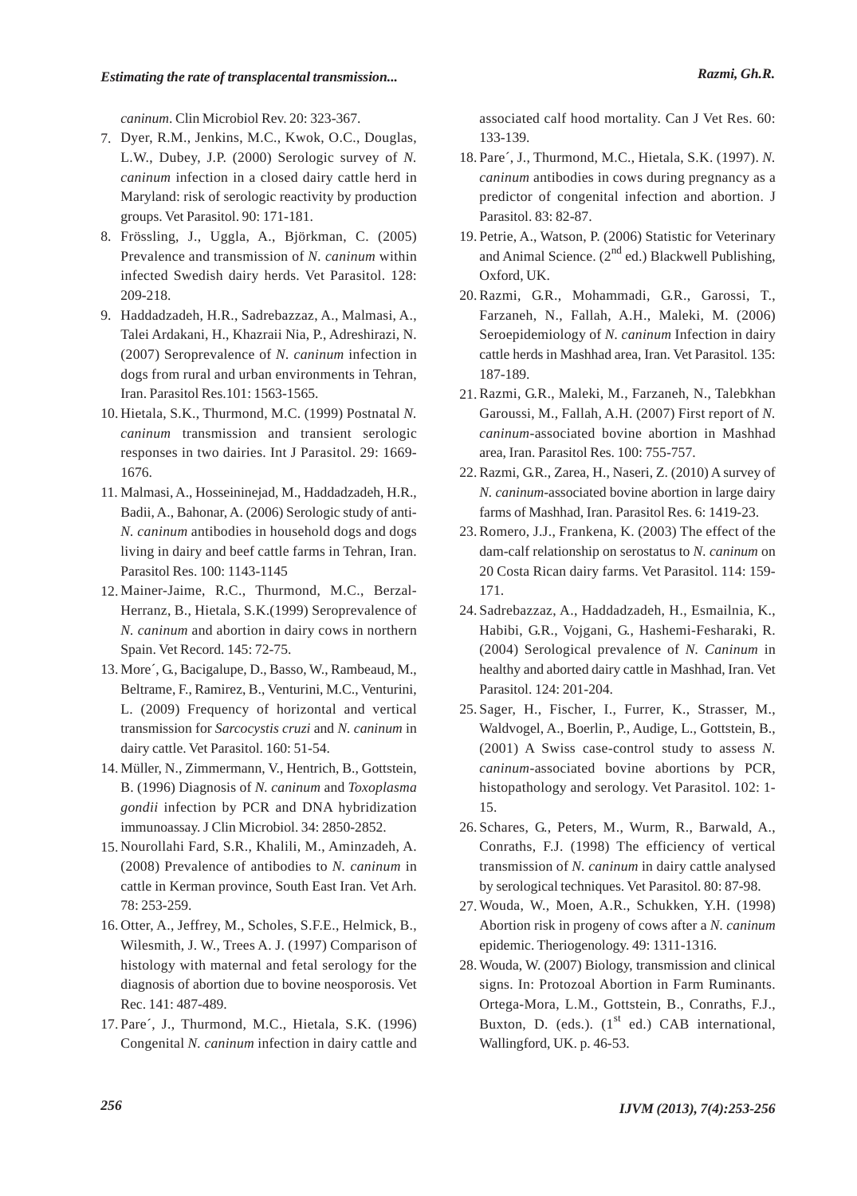*caninum*. Clin Microbiol Rev. 20: 323-367.

7. Dyer, R.M., Jenkins, M.C., Kwok, O.C., Douglas, L.W., Dubey, J.P. (2000) Serologic survey of *N. caninum* infection in a closed dairy cattle herd in Maryland: risk of serologic reactivity by production groups. Vet Parasitol. 90: 171-181.
8. Frössling, J., Uggla, A., Björkman, C. (2005) Prevalence and transmission of *N. caninum* within infected Swedish dairy herds. Vet Parasitol. 128: 209-218.
9. Haddadzadeh, H.R., Sadrebazzaz, A., Malmasi, A., Talei Ardakani, H., Khazraii Nia, P., Adreshirazi, N. (2007) Seroprevalence of *N. caninum* infection in dogs from rural and urban environments in Tehran, Iran. Parasitol Res.101: 1563-1565.
10. Hietala, S.K., Thurmond, M.C. (1999) Postnatal *N. caninum* transmission and transient serologic responses in two dairies. Int J Parasitol. 29: 1669-1676.
11. Malmasi, A., Hosseininejad, M., Haddadzadeh, H.R., Badii, A., Bahonar, A. (2006) Serologic study of anti-*N. caninum* antibodies in household dogs and dogs living in dairy and beef cattle farms in Tehran, Iran. Parasitol Res. 100: 1143-1145
12. Mainer-Jaime, R.C., Thurmond, M.C., Berzal-Herranz, B., Hietala, S.K.(1999) Seroprevalence of *N. caninum* and abortion in dairy cows in northern Spain. Vet Record. 145: 72-75.
13. More´, G., Bacigalupe, D., Basso, W., Rambeaud, M., Beltrame, F., Ramirez, B., Venturini, M.C., Venturini, L. (2009) Frequency of horizontal and vertical transmission for *Sarcocystis cruzi* and *N. caninum* in dairy cattle. Vet Parasitol. 160: 51-54.
14. Müller, N., Zimmermann, V., Hentrich, B., Gottstein, B. (1996) Diagnosis of *N. caninum* and *Toxoplasma gondii* infection by PCR and DNA hybridization immunoassay. J Clin Microbiol. 34: 2850-2852.
15. Nourollahi Fard, S.R., Khalili, M., Aminzadeh, A. (2008) Prevalence of antibodies to *N. caninum* in cattle in Kerman province, South East Iran. Vet Arh. 78: 253-259.
16. Otter, A., Jeffrey, M., Scholes, S.F.E., Helmick, B., Wilesmith, J. W., Trees A. J. (1997) Comparison of histology with maternal and fetal serology for the diagnosis of abortion due to bovine neosporosis. Vet Rec. 141: 487-489.
17. Pare´, J., Thurmond, M.C., Hietala, S.K. (1996) Congenital *N. caninum* infection in dairy cattle and associated calf hood mortality. Can J Vet Res. 60: 133-139.
18. Pare´, J., Thurmond, M.C., Hietala, S.K. (1997). *N. caninum* antibodies in cows during pregnancy as a predictor of congenital infection and abortion. J Parasitol. 83: 82-87.
19. Petrie, A., Watson, P. (2006) Statistic for Veterinary and Animal Science. (2nd ed.) Blackwell Publishing, Oxford, UK.
20. Razmi, G.R., Mohammadi, G.R., Garossi, T., Farzaneh, N., Fallah, A.H., Maleki, M. (2006) Seroepidemiology of *N. caninum* Infection in dairy cattle herds in Mashhad area, Iran. Vet Parasitol. 135: 187-189.
21. Razmi, G.R., Maleki, M., Farzaneh, N., Talebkhan Garoussi, M., Fallah, A.H. (2007) First report of *N. caninum*-associated bovine abortion in Mashhad area, Iran. Parasitol Res. 100: 755-757.
22. Razmi, G.R., Zarea, H., Naseri, Z. (2010) A survey of *N. caninum*-associated bovine abortion in large dairy farms of Mashhad, Iran. Parasitol Res. 6: 1419-23.
23. Romero, J.J., Frankena, K. (2003) The effect of the dam-calf relationship on serostatus to *N. caninum* on 20 Costa Rican dairy farms. Vet Parasitol. 114: 159-171.
24. Sadrebazzaz, A., Haddadzadeh, H., Esmailnia, K., Habibi, G.R., Vojgani, G., Hashemi-Fesharaki, R. (2004) Serological prevalence of *N. Caninum* in healthy and aborted dairy cattle in Mashhad, Iran. Vet Parasitol. 124: 201-204.
25. Sager, H., Fischer, I., Furrer, K., Strasser, M., Waldvogel, A., Boerlin, P., Audige, L., Gottstein, B., (2001) A Swiss case-control study to assess *N. caninum*-associated bovine abortions by PCR, histopathology and serology. Vet Parasitol. 102: 1-15.
26. Schares, G., Peters, M., Wurm, R., Barwald, A., Conraths, F.J. (1998) The efficiency of vertical transmission of *N. caninum* in dairy cattle analysed by serological techniques. Vet Parasitol. 80: 87-98.
27. Wouda, W., Moen, A.R., Schukken, Y.H. (1998) Abortion risk in progeny of cows after a *N. caninum* epidemic. Theriogenology. 49: 1311-1316.
28. Wouda, W. (2007) Biology, transmission and clinical signs. In: Protozoal Abortion in Farm Ruminants. Ortega-Mora, L.M., Gottstein, B., Conraths, F.J., Buxton, D. (eds.). (1st ed.) CAB international, Wallingford, UK. p. 46-53.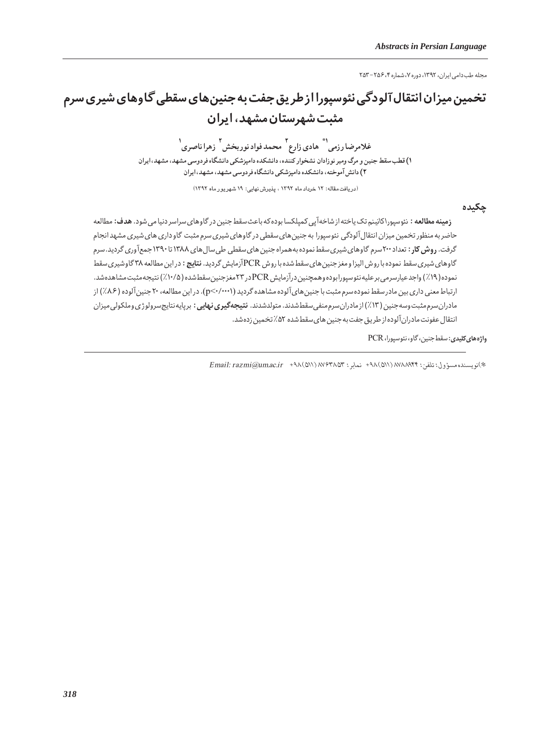# تخمین میزان انتقال آلودگی نئوسپورا از طریق جفت به جنین‌های سقطی گاوهای شیری سرم مثبت شهرستان مشهد، ایران

غلامرضا رزمی[1*] هادی زارع[2] محمد فواد نوربخش[2] زهرا ناصری[1]

**۱)** قطب سقط جنین و مرگ ومیر نوزادان نشخوار کننده، دانشکده دامپزشکی دانشگاه فردوسی مشهد، مشهد، ایران
**۲)** دانش آموخته، دانشکده دامپزشکی دانشگاه فردوسی مشهد، مشهد، ایران

(دریافت مقاله: ۱۲ خرداد ماه ۱۳۹۲ ، پذیرش نهایی: ۱۹ شهریور ماه ۱۳۹۲)

## چکیده

**زمینه مطالعه :** نئوسپورا کانینم تک یاخته از شاخه آپی کمپلکسا بوده که باعث سقط جنین در گاوهای سراسر دنیا می‌شود. **هدف:** مطالعه حاضر به منظور تخمین میزان انتقال آلودگی نئوسپورا به جنین‌های سقطی در گاوهای شیری سرم مثبت گاو داری های شیری مشهد انجام گرفت. **روش کار :** تعداد ۲۰۰ سرم گاوهای شیری سقط نموده به همراه جنین های سقطی طی سال های ۱۳۸۸ تا ۱۳۹۰ جمع آوری گردید. سرم گاوهای شیری سقط نموده با روش الیزا و مغز جنین‌های سقط شده با روش PCR آزمایش گردید. **نتایج :** در این مطالعه ۳۸ گاو شیری سقط نموده (۱۹٪) واجد عیار سرمی بر علیه نئوسپورا بوده و همچنین در آزمایش PCR در ۲۳ مغز جنین سقط شده (۱۰/۵٪) نتیجه مثبت مشاهده شد. ارتباط معنی داری بین مادر سقط نموده سرم مثبت با جنین‌های آلوده مشاهده گردید ($p<0/001$). در این مطالعه، ۲۰ جنین آلوده (۸۶٪) از مادران سرم مثبت و سه جنین (۱۳٪) از مادران سرم منفی سقط شدند. متولد شدند. **نتیجه‌گیری نهایی :** بر پایه نتایج سرولوژی و ملکولی میزان انتقال عفونت مادران آلوده از طریق جفت به جنین های سقط شده ۵۲٪ تخمین زده شد.

**واژه‌های کلیدی:** سقط جنین، گاو، نئوسپورا، PCR

*) نویسنده مسؤول: تلفن: ۸۷۸۸۹۴۴ (۵۱۱) ۹۸+ نمابر: ۸۷۶۳۸۵۳ (۵۱۱) ۹۸+ *Email: razmi@um.ac.ir*